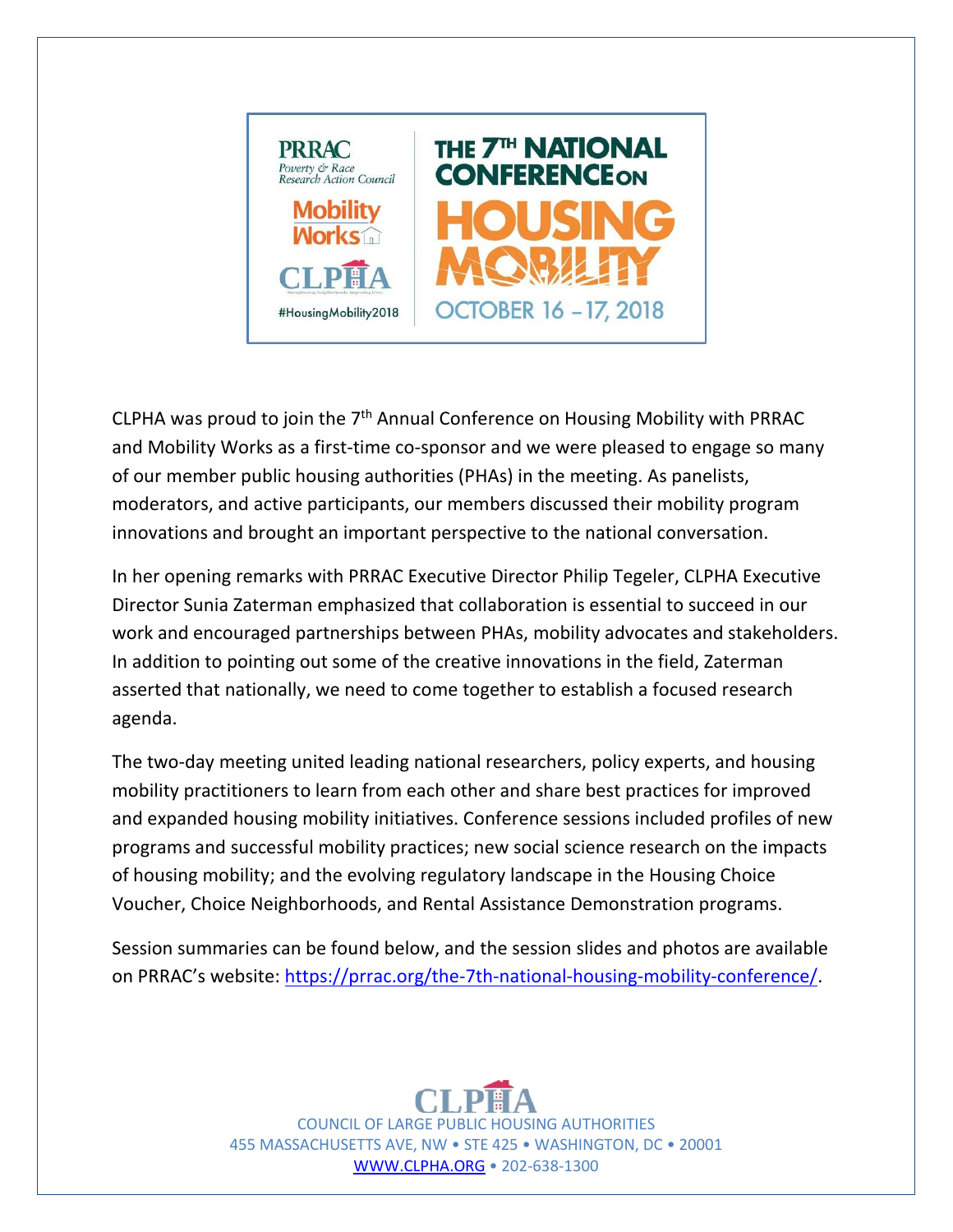PRRAC
*Poverty & Race Research Action Council*

Mobility Works

CLPHA

#HousingMobility2018

# THE 7TH NATIONAL CONFERENCE ON HOUSING MOBILITY

OCTOBER 16 – 17, 2018

CLPHA was proud to join the 7th Annual Conference on Housing Mobility with PRRAC and Mobility Works as a first-time co-sponsor and we were pleased to engage so many of our member public housing authorities (PHAs) in the meeting. As panelists, moderators, and active participants, our members discussed their mobility program innovations and brought an important perspective to the national conversation.

In her opening remarks with PRRAC Executive Director Philip Tegeler, CLPHA Executive Director Sunia Zaterman emphasized that collaboration is essential to succeed in our work and encouraged partnerships between PHAs, mobility advocates and stakeholders. In addition to pointing out some of the creative innovations in the field, Zaterman asserted that nationally, we need to come together to establish a focused research agenda.

The two-day meeting united leading national researchers, policy experts, and housing mobility practitioners to learn from each other and share best practices for improved and expanded housing mobility initiatives. Conference sessions included profiles of new programs and successful mobility practices; new social science research on the impacts of housing mobility; and the evolving regulatory landscape in the Housing Choice Voucher, Choice Neighborhoods, and Rental Assistance Demonstration programs.

Session summaries can be found below, and the session slides and photos are available on PRRAC's website: https://prrac.org/the-7th-national-housing-mobility-conference/.

CLPHA
COUNCIL OF LARGE PUBLIC HOUSING AUTHORITIES
455 MASSACHUSETTS AVE, NW • STE 425 • WASHINGTON, DC • 20001
WWW.CLPHA.ORG • 202-638-1300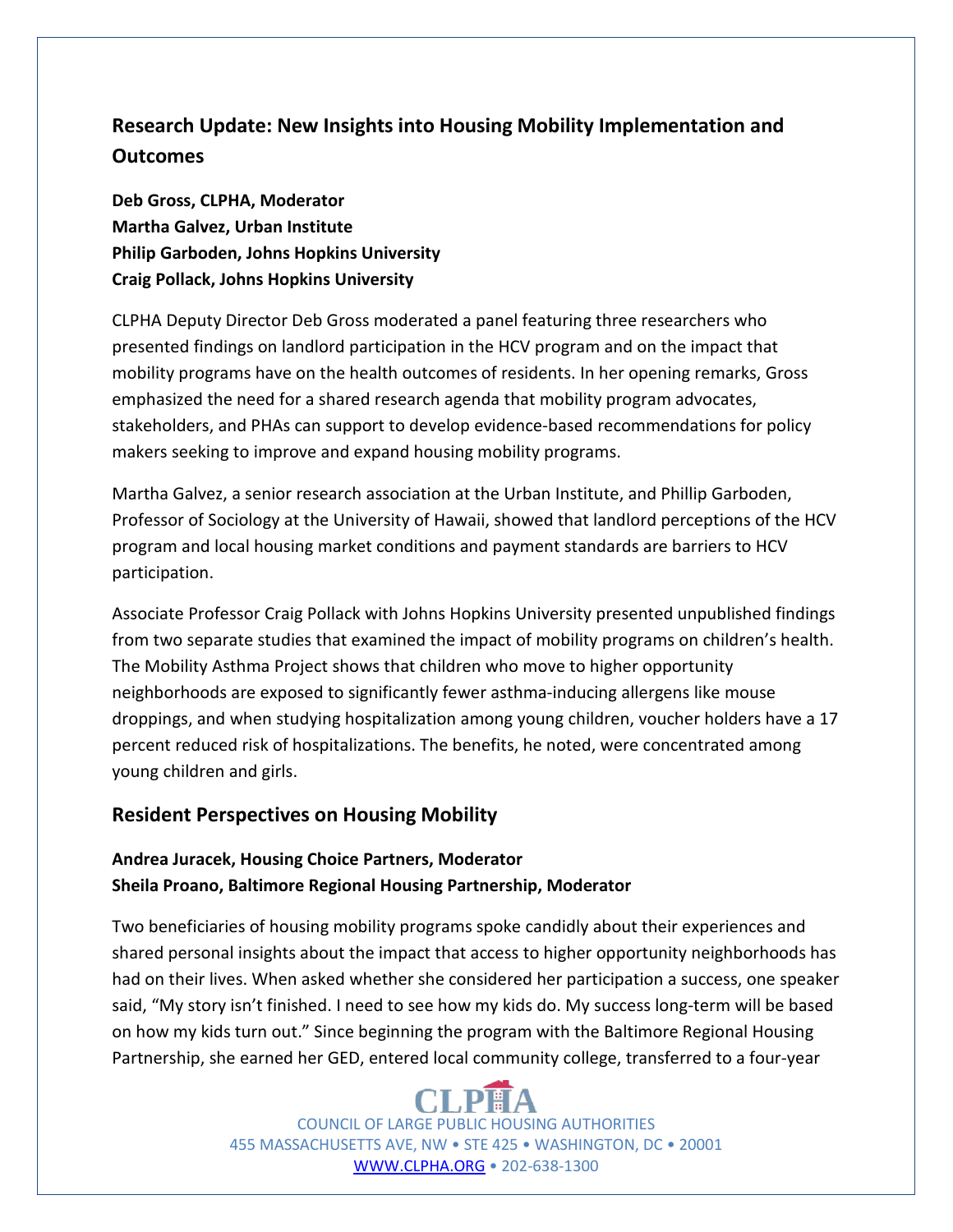## Research Update: New Insights into Housing Mobility Implementation and Outcomes

**Deb Gross, CLPHA, Moderator**
**Martha Galvez, Urban Institute**
**Philip Garboden, Johns Hopkins University**
**Craig Pollack, Johns Hopkins University**

CLPHA Deputy Director Deb Gross moderated a panel featuring three researchers who presented findings on landlord participation in the HCV program and on the impact that mobility programs have on the health outcomes of residents. In her opening remarks, Gross emphasized the need for a shared research agenda that mobility program advocates, stakeholders, and PHAs can support to develop evidence-based recommendations for policy makers seeking to improve and expand housing mobility programs.

Martha Galvez, a senior research association at the Urban Institute, and Phillip Garboden, Professor of Sociology at the University of Hawaii, showed that landlord perceptions of the HCV program and local housing market conditions and payment standards are barriers to HCV participation.

Associate Professor Craig Pollack with Johns Hopkins University presented unpublished findings from two separate studies that examined the impact of mobility programs on children's health. The Mobility Asthma Project shows that children who move to higher opportunity neighborhoods are exposed to significantly fewer asthma-inducing allergens like mouse droppings, and when studying hospitalization among young children, voucher holders have a 17 percent reduced risk of hospitalizations. The benefits, he noted, were concentrated among young children and girls.

## Resident Perspectives on Housing Mobility

**Andrea Juracek, Housing Choice Partners, Moderator**
**Sheila Proano, Baltimore Regional Housing Partnership, Moderator**

Two beneficiaries of housing mobility programs spoke candidly about their experiences and shared personal insights about the impact that access to higher opportunity neighborhoods has had on their lives. When asked whether she considered her participation a success, one speaker said, "My story isn't finished. I need to see how my kids do. My success long-term will be based on how my kids turn out." Since beginning the program with the Baltimore Regional Housing Partnership, she earned her GED, entered local community college, transferred to a four-year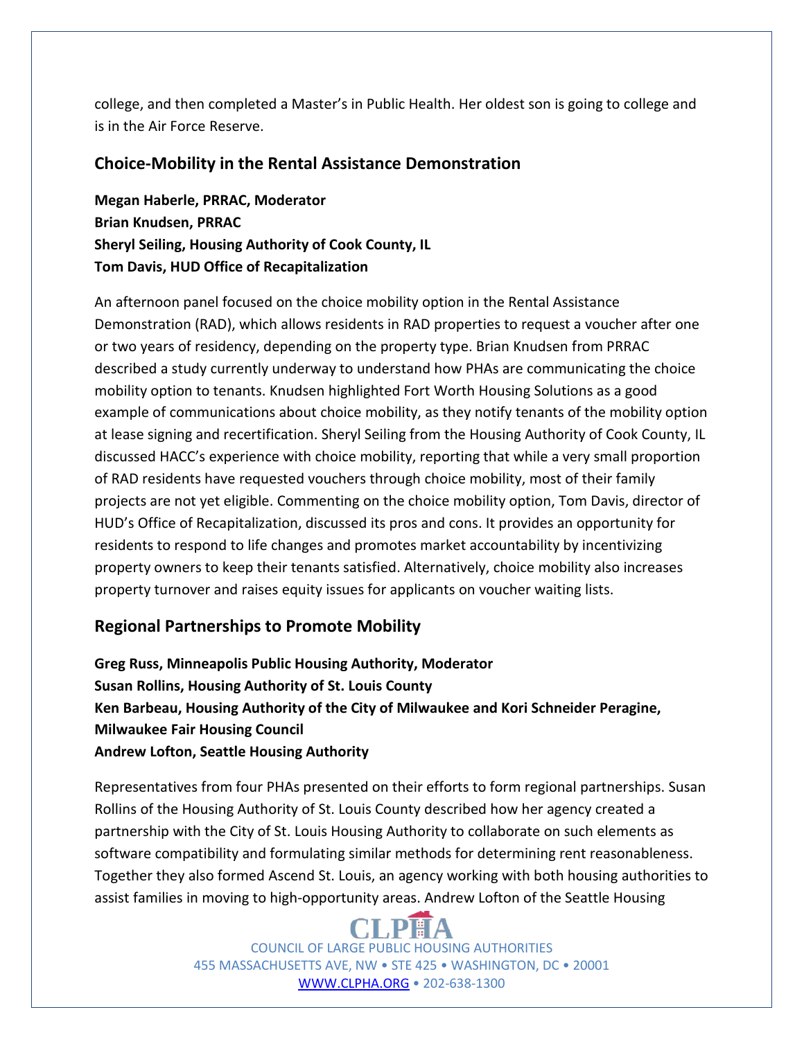college, and then completed a Master's in Public Health. Her oldest son is going to college and is in the Air Force Reserve.

## Choice-Mobility in the Rental Assistance Demonstration

**Megan Haberle, PRRAC, Moderator**
**Brian Knudsen, PRRAC**
**Sheryl Seiling, Housing Authority of Cook County, IL**
**Tom Davis, HUD Office of Recapitalization**

An afternoon panel focused on the choice mobility option in the Rental Assistance Demonstration (RAD), which allows residents in RAD properties to request a voucher after one or two years of residency, depending on the property type. Brian Knudsen from PRRAC described a study currently underway to understand how PHAs are communicating the choice mobility option to tenants. Knudsen highlighted Fort Worth Housing Solutions as a good example of communications about choice mobility, as they notify tenants of the mobility option at lease signing and recertification. Sheryl Seiling from the Housing Authority of Cook County, IL discussed HACC's experience with choice mobility, reporting that while a very small proportion of RAD residents have requested vouchers through choice mobility, most of their family projects are not yet eligible. Commenting on the choice mobility option, Tom Davis, director of HUD's Office of Recapitalization, discussed its pros and cons. It provides an opportunity for residents to respond to life changes and promotes market accountability by incentivizing property owners to keep their tenants satisfied. Alternatively, choice mobility also increases property turnover and raises equity issues for applicants on voucher waiting lists.

## Regional Partnerships to Promote Mobility

**Greg Russ, Minneapolis Public Housing Authority, Moderator**
**Susan Rollins, Housing Authority of St. Louis County**
**Ken Barbeau, Housing Authority of the City of Milwaukee and Kori Schneider Peragine, Milwaukee Fair Housing Council**
**Andrew Lofton, Seattle Housing Authority**

Representatives from four PHAs presented on their efforts to form regional partnerships. Susan Rollins of the Housing Authority of St. Louis County described how her agency created a partnership with the City of St. Louis Housing Authority to collaborate on such elements as software compatibility and formulating similar methods for determining rent reasonableness. Together they also formed Ascend St. Louis, an agency working with both housing authorities to assist families in moving to high-opportunity areas. Andrew Lofton of the Seattle Housing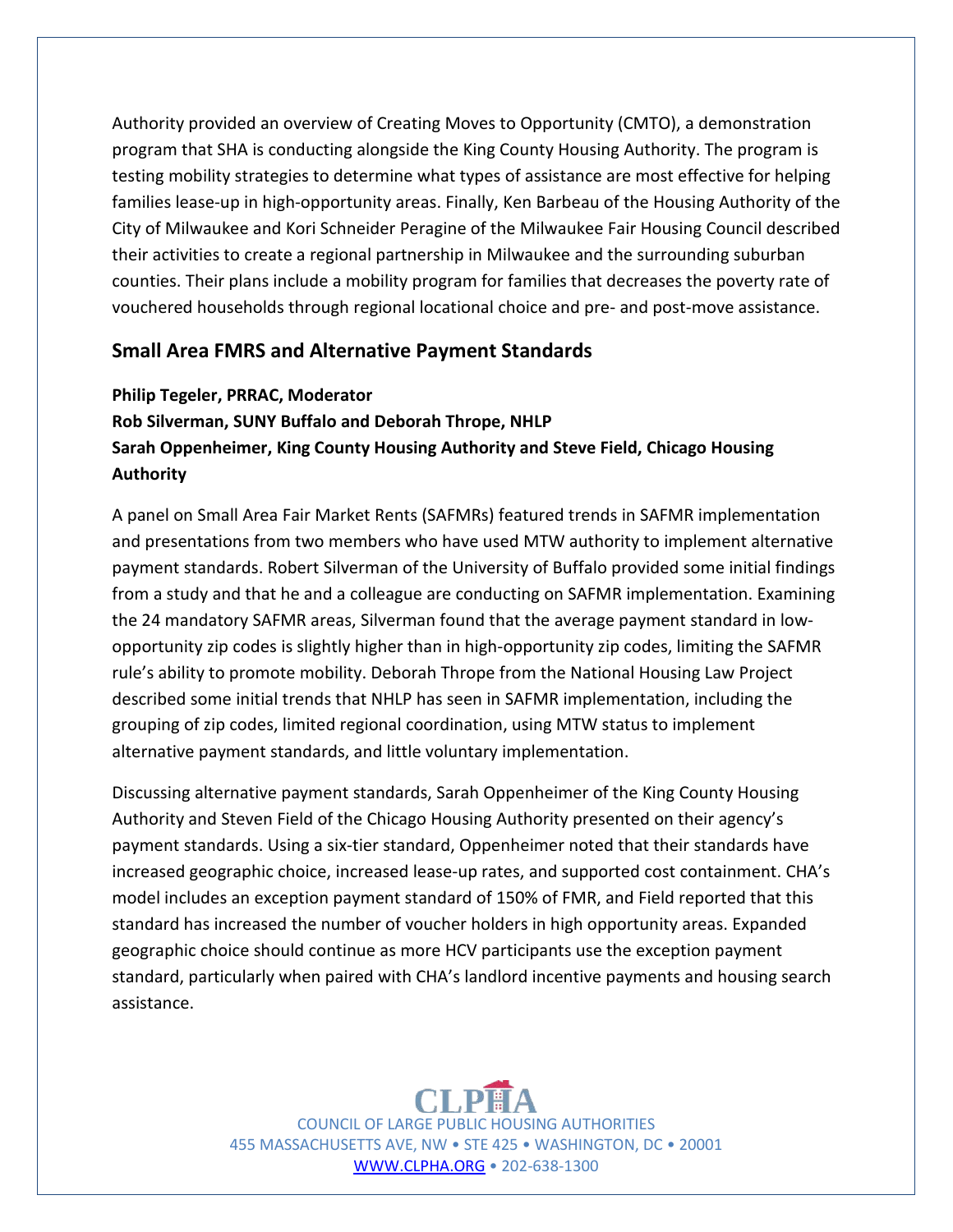Authority provided an overview of Creating Moves to Opportunity (CMTO), a demonstration program that SHA is conducting alongside the King County Housing Authority. The program is testing mobility strategies to determine what types of assistance are most effective for helping families lease-up in high-opportunity areas. Finally, Ken Barbeau of the Housing Authority of the City of Milwaukee and Kori Schneider Peragine of the Milwaukee Fair Housing Council described their activities to create a regional partnership in Milwaukee and the surrounding suburban counties. Their plans include a mobility program for families that decreases the poverty rate of vouchered households through regional locational choice and pre- and post-move assistance.

## Small Area FMRS and Alternative Payment Standards

**Philip Tegeler, PRRAC, Moderator**
**Rob Silverman, SUNY Buffalo and Deborah Thrope, NHLP**
**Sarah Oppenheimer, King County Housing Authority and Steve Field, Chicago Housing Authority**

A panel on Small Area Fair Market Rents (SAFMRs) featured trends in SAFMR implementation and presentations from two members who have used MTW authority to implement alternative payment standards. Robert Silverman of the University of Buffalo provided some initial findings from a study and that he and a colleague are conducting on SAFMR implementation. Examining the 24 mandatory SAFMR areas, Silverman found that the average payment standard in low-opportunity zip codes is slightly higher than in high-opportunity zip codes, limiting the SAFMR rule's ability to promote mobility. Deborah Thrope from the National Housing Law Project described some initial trends that NHLP has seen in SAFMR implementation, including the grouping of zip codes, limited regional coordination, using MTW status to implement alternative payment standards, and little voluntary implementation.

Discussing alternative payment standards, Sarah Oppenheimer of the King County Housing Authority and Steven Field of the Chicago Housing Authority presented on their agency's payment standards. Using a six-tier standard, Oppenheimer noted that their standards have increased geographic choice, increased lease-up rates, and supported cost containment. CHA's model includes an exception payment standard of 150% of FMR, and Field reported that this standard has increased the number of voucher holders in high opportunity areas. Expanded geographic choice should continue as more HCV participants use the exception payment standard, particularly when paired with CHA's landlord incentive payments and housing search assistance.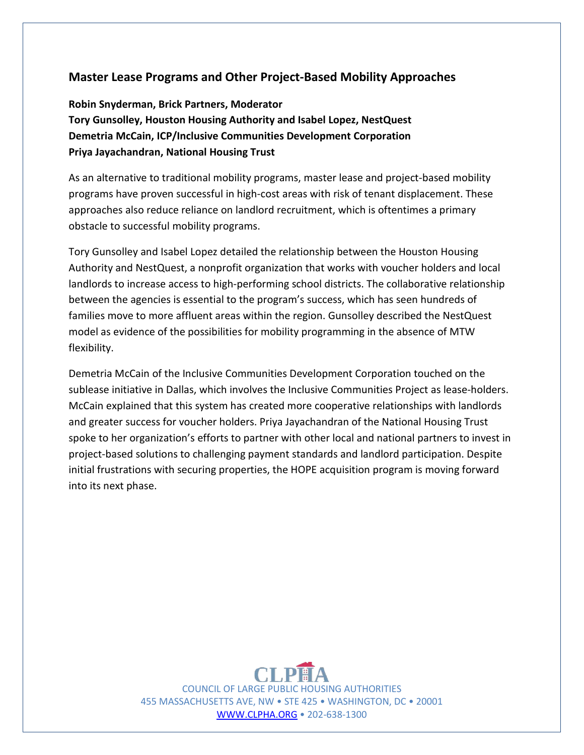## Master Lease Programs and Other Project-Based Mobility Approaches

**Robin Snyderman, Brick Partners, Moderator**
**Tory Gunsolley, Houston Housing Authority and Isabel Lopez, NestQuest**
**Demetria McCain, ICP/Inclusive Communities Development Corporation**
**Priya Jayachandran, National Housing Trust**

As an alternative to traditional mobility programs, master lease and project-based mobility programs have proven successful in high-cost areas with risk of tenant displacement. These approaches also reduce reliance on landlord recruitment, which is oftentimes a primary obstacle to successful mobility programs.

Tory Gunsolley and Isabel Lopez detailed the relationship between the Houston Housing Authority and NestQuest, a nonprofit organization that works with voucher holders and local landlords to increase access to high-performing school districts. The collaborative relationship between the agencies is essential to the program's success, which has seen hundreds of families move to more affluent areas within the region. Gunsolley described the NestQuest model as evidence of the possibilities for mobility programming in the absence of MTW flexibility.

Demetria McCain of the Inclusive Communities Development Corporation touched on the sublease initiative in Dallas, which involves the Inclusive Communities Project as lease-holders. McCain explained that this system has created more cooperative relationships with landlords and greater success for voucher holders. Priya Jayachandran of the National Housing Trust spoke to her organization's efforts to partner with other local and national partners to invest in project-based solutions to challenging payment standards and landlord participation. Despite initial frustrations with securing properties, the HOPE acquisition program is moving forward into its next phase.